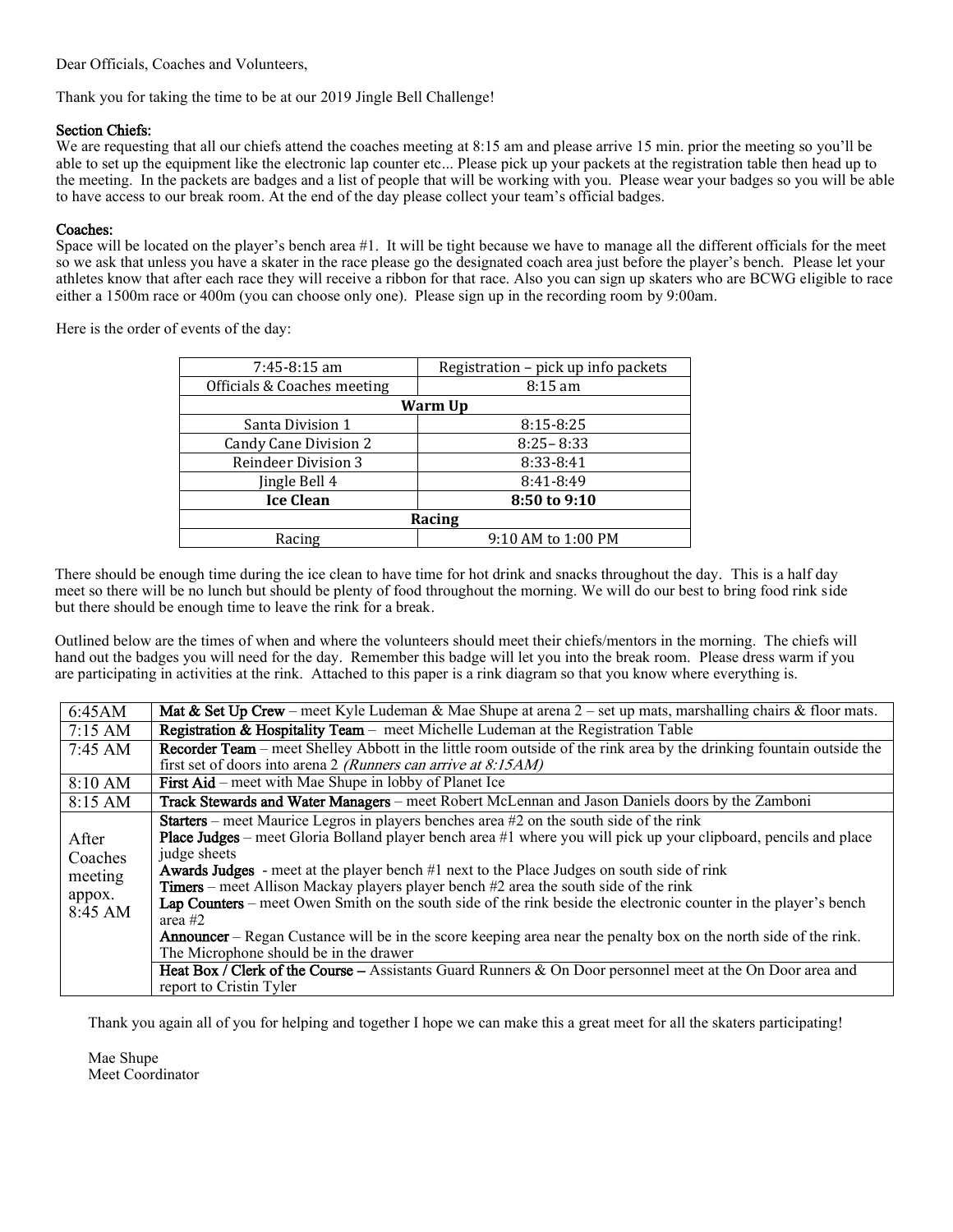Dear Officials, Coaches and Volunteers,

Thank you for taking the time to be at our 2019 Jingle Bell Challenge!

**Section Chiefs:**
We are requesting that all our chiefs attend the coaches meeting at 8:15 am and please arrive 15 min. prior the meeting so you'll be able to set up the equipment like the electronic lap counter etc... Please pick up your packets at the registration table then head up to the meeting. In the packets are badges and a list of people that will be working with you. Please wear your badges so you will be able to have access to our break room. At the end of the day please collect your team's official badges.

**Coaches:**
Space will be located on the player's bench area #1. It will be tight because we have to manage all the different officials for the meet so we ask that unless you have a skater in the race please go the designated coach area just before the player's bench. Please let your athletes know that after each race they will receive a ribbon for that race. Also you can sign up skaters who are BCWG eligible to race either a 1500m race or 400m (you can choose only one). Please sign up in the recording room by 9:00am.

Here is the order of events of the day:

| 7:45-8:15 am | Registration – pick up info packets |
|---|---|
| Officials & Coaches meeting | 8:15 am |
| **Warm Up** | |
| Santa Division 1 | 8:15-8:25 |
| Candy Cane Division 2 | 8:25– 8:33 |
| Reindeer Division 3 | 8:33-8:41 |
| Jingle Bell 4 | 8:41-8:49 |
| **Ice Clean** | **8:50 to 9:10** |
| **Racing** | |
| Racing | 9:10 AM to 1:00 PM |

There should be enough time during the ice clean to have time for hot drink and snacks throughout the day. This is a half day meet so there will be no lunch but should be plenty of food throughout the morning. We will do our best to bring food rink side but there should be enough time to leave the rink for a break.

Outlined below are the times of when and where the volunteers should meet their chiefs/mentors in the morning. The chiefs will hand out the badges you will need for the day. Remember this badge will let you into the break room. Please dress warm if you are participating in activities at the rink. Attached to this paper is a rink diagram so that you know where everything is.

| Time | Details |
|---|---|
| 6:45AM | **Mat & Set Up Crew** – meet Kyle Ludeman & Mae Shupe at arena 2 – set up mats, marshalling chairs & floor mats. |
| 7:15 AM | **Registration & Hospitality Team** – meet Michelle Ludeman at the Registration Table |
| 7:45 AM | **Recorder Team** – meet Shelley Abbott in the little room outside of the rink area by the drinking fountain outside the first set of doors into arena 2 *(Runners can arrive at 8:15AM)* |
| 8:10 AM | **First Aid** – meet with Mae Shupe in lobby of Planet Ice |
| 8:15 AM | **Track Stewards and Water Managers** – meet Robert McLennan and Jason Daniels doors by the Zamboni |
| After Coaches meeting appox. 8:45 AM | **Starters** – meet Maurice Legros in players benches area #2 on the south side of the rink<br>**Place Judges** – meet Gloria Bolland player bench area #1 where you will pick up your clipboard, pencils and place judge sheets<br>**Awards Judges** - meet at the player bench #1 next to the Place Judges on south side of rink<br>**Timers** – meet Allison Mackay players player bench #2 area the south side of the rink<br>**Lap Counters** – meet Owen Smith on the south side of the rink beside the electronic counter in the player's bench area #2<br>**Announcer** – Regan Custance will be in the score keeping area near the penalty box on the north side of the rink. The Microphone should be in the drawer |
| | **Heat Box / Clerk of the Course –** Assistants Guard Runners & On Door personnel meet at the On Door area and report to Cristin Tyler |

Thank you again all of you for helping and together I hope we can make this a great meet for all the skaters participating!

Mae Shupe
Meet Coordinator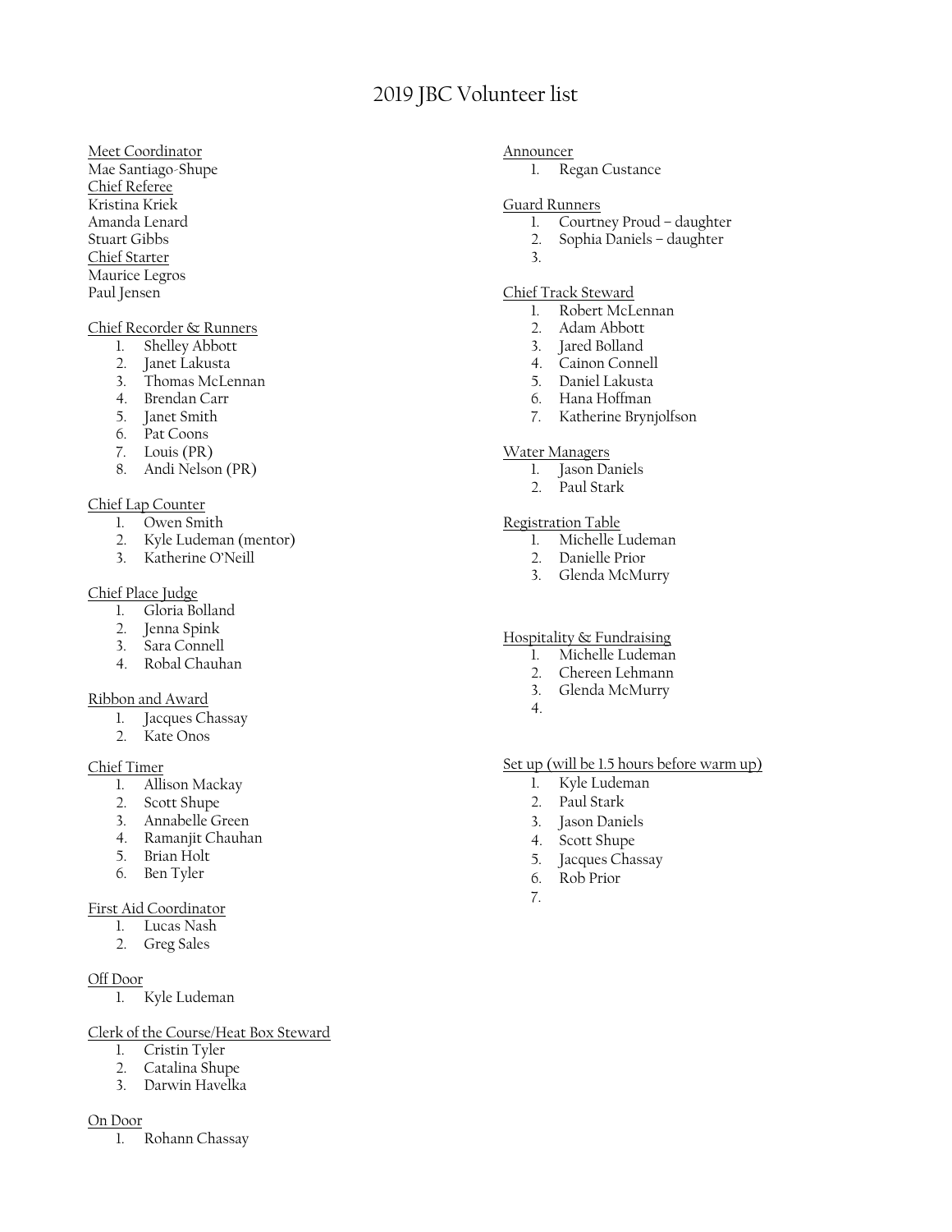# 2019 JBC Volunteer list

Meet Coordinator
Mae Santiago-Shupe

Chief Referee
Kristina Kriek
Amanda Lenard
Stuart Gibbs

Chief Starter
Maurice Legros
Paul Jensen

Chief Recorder & Runners

1. Shelley Abbott
2. Janet Lakusta
3. Thomas McLennan
4. Brendan Carr
5. Janet Smith
6. Pat Coons
7. Louis (PR)
8. Andi Nelson (PR)

Chief Lap Counter

1. Owen Smith
2. Kyle Ludeman (mentor)
3. Katherine O'Neill

Chief Place Judge

1. Gloria Bolland
2. Jenna Spink
3. Sara Connell
4. Robal Chauhan

Ribbon and Award

1. Jacques Chassay
2. Kate Onos

Chief Timer

1. Allison Mackay
2. Scott Shupe
3. Annabelle Green
4. Ramanjit Chauhan
5. Brian Holt
6. Ben Tyler

First Aid Coordinator

1. Lucas Nash
2. Greg Sales

Off Door

1. Kyle Ludeman

Clerk of the Course/Heat Box Steward

1. Cristin Tyler
2. Catalina Shupe
3. Darwin Havelka

On Door

1. Rohann Chassay

Announcer

1. Regan Custance

Guard Runners

1. Courtney Proud – daughter
2. Sophia Daniels – daughter
3.

Chief Track Steward

1. Robert McLennan
2. Adam Abbott
3. Jared Bolland
4. Cainon Connell
5. Daniel Lakusta
6. Hana Hoffman
7. Katherine Brynjolfson

Water Managers

1. Jason Daniels
2. Paul Stark

Registration Table

1. Michelle Ludeman
2. Danielle Prior
3. Glenda McMurry

Hospitality & Fundraising

1. Michelle Ludeman
2. Chereen Lehmann
3. Glenda McMurry
4.

Set up (will be 1.5 hours before warm up)

1. Kyle Ludeman
2. Paul Stark
3. Jason Daniels
4. Scott Shupe
5. Jacques Chassay
6. Rob Prior
7.